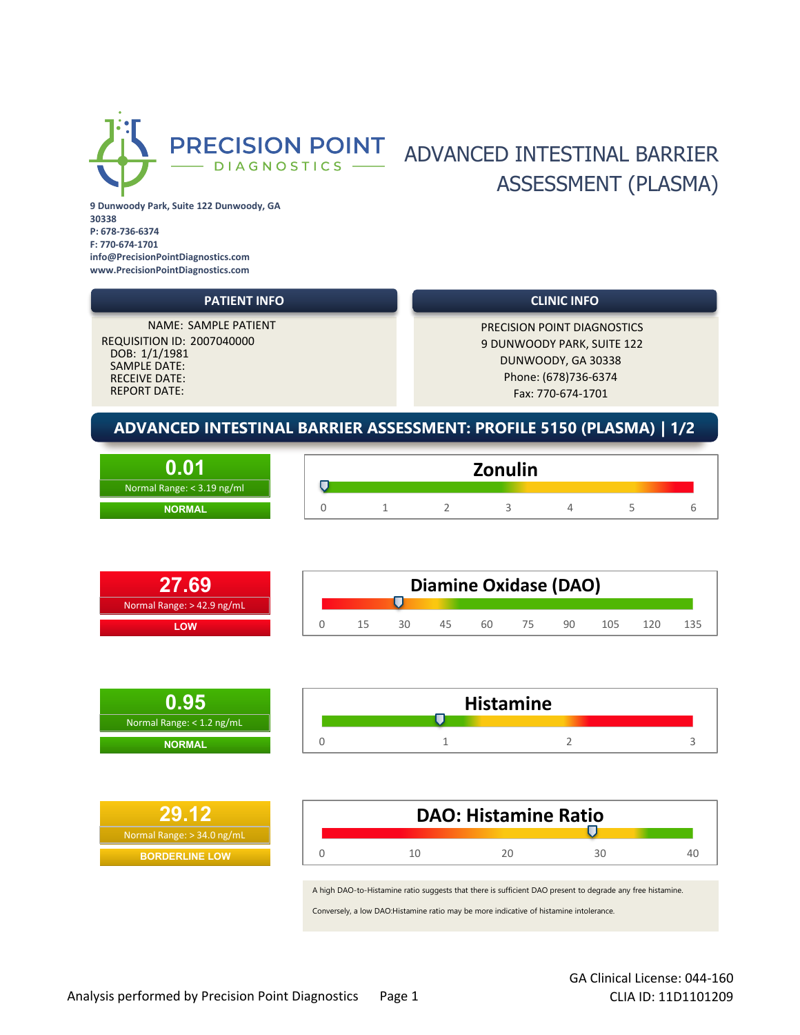# PRECISION POINT DIAGNOSTICS

# ADVANCED INTESTINAL BARRIER ASSESSMENT (PLASMA)

**9 Dunwoody Park, Suite 122 Dunwoody, GA 30338**
**P: 678-736-6374**
**F: 770-674-1701**
**info@PrecisionPointDiagnostics.com**
**www.PrecisionPointDiagnostics.com**

| PATIENT INFO | CLINIC INFO |
|---|---|
| NAME: SAMPLE PATIENT | PRECISION POINT DIAGNOSTICS |
| REQUISITION ID: 2007040000 | 9 DUNWOODY PARK, SUITE 122 |
| DOB: 1/1/1981 | DUNWOODY, GA 30338 |
| SAMPLE DATE: | Phone: (678)736-6374 |
| RECEIVE DATE: | Fax: 770-674-1701 |
| REPORT DATE: | |

## ADVANCED INTESTINAL BARRIER ASSESSMENT: PROFILE 5150 (PLASMA) | 1/2

| Test | Result | Normal Range | Status |
|---|---|---|---|
| Zonulin | 0.01 | < 3.19 ng/ml | NORMAL |
| Diamine Oxidase (DAO) | 27.69 | > 42.9 ng/mL | LOW |
| Histamine | 0.95 | < 1.2 ng/mL | NORMAL |
| DAO: Histamine Ratio | 29.12 | > 34.0 ng/mL | BORDERLINE LOW |

A high DAO-to-Histamine ratio suggests that there is sufficient DAO present to degrade any free histamine.

Conversely, a low DAO:Histamine ratio may be more indicative of histamine intolerance.

Analysis performed by Precision Point Diagnostics

GA Clinical License: 044-160
CLIA ID: 11D1101209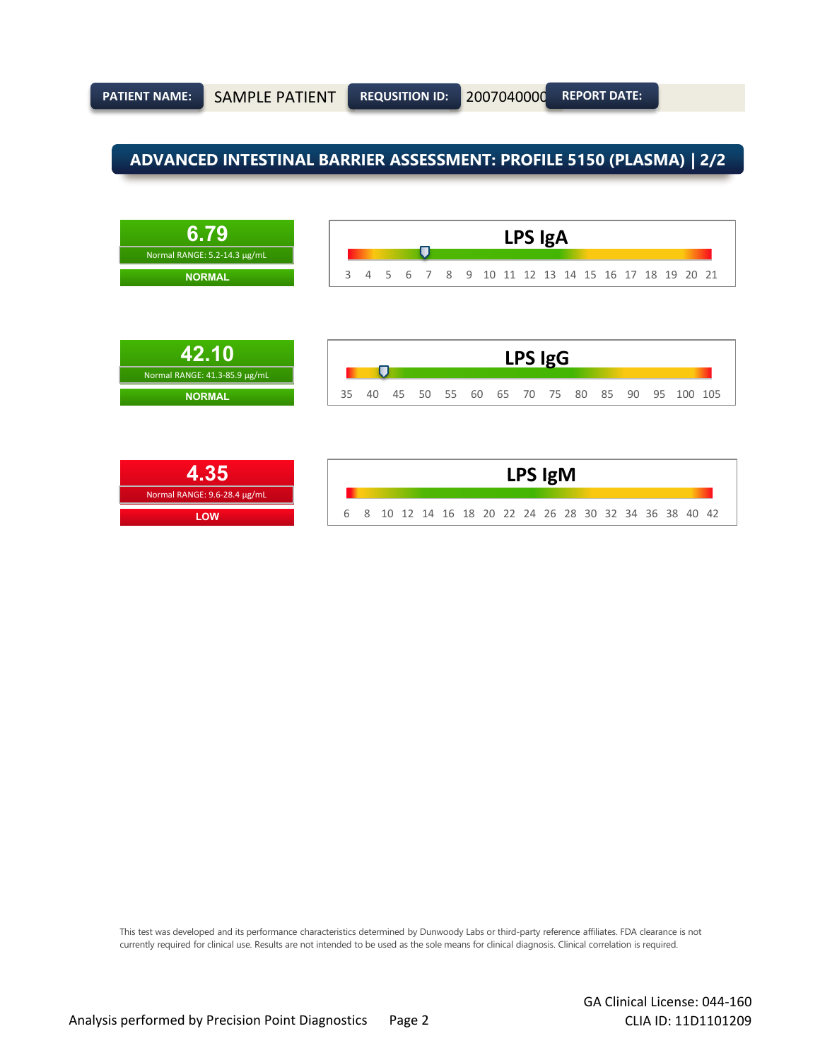**PATIENT NAME:** SAMPLE PATIENT **REQUSITION ID:** 2007040000 **REPORT DATE:**

# ADVANCED INTESTINAL BARRIER ASSESSMENT: PROFILE 5150 (PLASMA) | 2/2

**6.79**

Normal RANGE: 5.2-14.3 µg/mL

**NORMAL**

**LPS IgA**

3 4 5 6 7 8 9 10 11 12 13 14 15 16 17 18 19 20 21

**42.10**

Normal RANGE: 41.3-85.9 µg/mL

**NORMAL**

**LPS IgG**

35 40 45 50 55 60 65 70 75 80 85 90 95 100 105

**4.35**

Normal RANGE: 9.6-28.4 µg/mL

**LOW**

**LPS IgM**

6 8 10 12 14 16 18 20 22 24 26 28 30 32 34 36 38 40 42

This test was developed and its performance characteristics determined by Dunwoody Labs or third-party reference affiliates. FDA clearance is not currently required for clinical use. Results are not intended to be used as the sole means for clinical diagnosis. Clinical correlation is required.

Analysis performed by Precision Point Diagnostics

GA Clinical License: 044-160

CLIA ID: 11D1101209